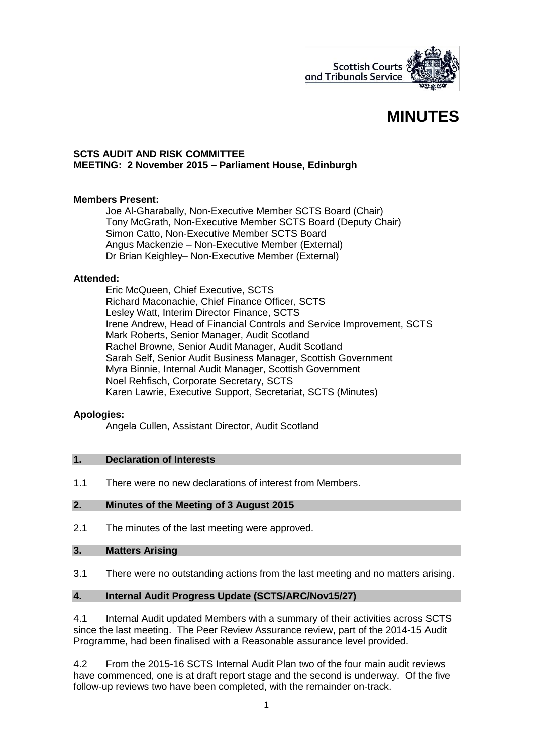Scottish Courts and Tribunals Service

# MINUTES

**SCTS AUDIT AND RISK COMMITTEE**
**MEETING: 2 November 2015 – Parliament House, Edinburgh**

**Members Present:**

Joe Al-Gharabally, Non-Executive Member SCTS Board (Chair)
Tony McGrath, Non-Executive Member SCTS Board (Deputy Chair)
Simon Catto, Non-Executive Member SCTS Board
Angus Mackenzie – Non-Executive Member (External)
Dr Brian Keighley– Non-Executive Member (External)

**Attended:**

Eric McQueen, Chief Executive, SCTS
Richard Maconachie, Chief Finance Officer, SCTS
Lesley Watt, Interim Director Finance, SCTS
Irene Andrew, Head of Financial Controls and Service Improvement, SCTS
Mark Roberts, Senior Manager, Audit Scotland
Rachel Browne, Senior Audit Manager, Audit Scotland
Sarah Self, Senior Audit Business Manager, Scottish Government
Myra Binnie, Internal Audit Manager, Scottish Government
Noel Rehfisch, Corporate Secretary, SCTS
Karen Lawrie, Executive Support, Secretariat, SCTS (Minutes)

**Apologies:**

Angela Cullen, Assistant Director, Audit Scotland

## 1. Declaration of Interests

1.1 There were no new declarations of interest from Members.

## 2. Minutes of the Meeting of 3 August 2015

2.1 The minutes of the last meeting were approved.

## 3. Matters Arising

3.1 There were no outstanding actions from the last meeting and no matters arising.

## 4. Internal Audit Progress Update (SCTS/ARC/Nov15/27)

4.1 Internal Audit updated Members with a summary of their activities across SCTS since the last meeting. The Peer Review Assurance review, part of the 2014-15 Audit Programme, had been finalised with a Reasonable assurance level provided.

4.2 From the 2015-16 SCTS Internal Audit Plan two of the four main audit reviews have commenced, one is at draft report stage and the second is underway. Of the five follow-up reviews two have been completed, with the remainder on-track.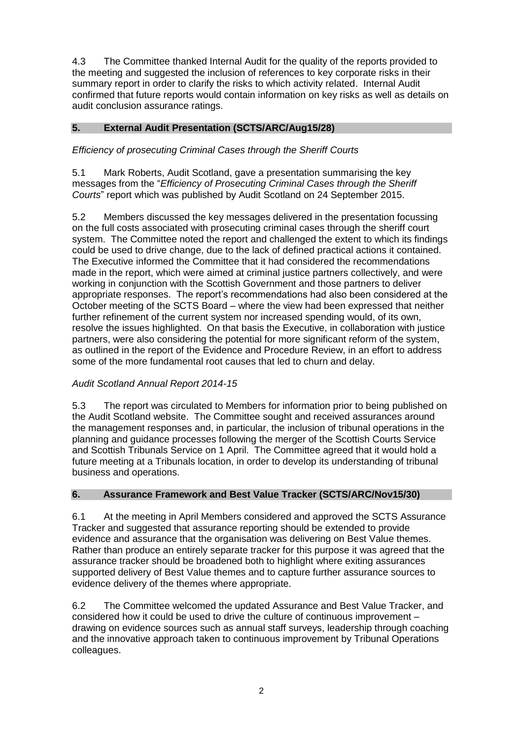4.3 The Committee thanked Internal Audit for the quality of the reports provided to the meeting and suggested the inclusion of references to key corporate risks in their summary report in order to clarify the risks to which activity related. Internal Audit confirmed that future reports would contain information on key risks as well as details on audit conclusion assurance ratings.

## 5. External Audit Presentation (SCTS/ARC/Aug15/28)

*Efficiency of prosecuting Criminal Cases through the Sheriff Courts*

5.1 Mark Roberts, Audit Scotland, gave a presentation summarising the key messages from the "*Efficiency of Prosecuting Criminal Cases through the Sheriff Courts*" report which was published by Audit Scotland on 24 September 2015.

5.2 Members discussed the key messages delivered in the presentation focussing on the full costs associated with prosecuting criminal cases through the sheriff court system. The Committee noted the report and challenged the extent to which its findings could be used to drive change, due to the lack of defined practical actions it contained. The Executive informed the Committee that it had considered the recommendations made in the report, which were aimed at criminal justice partners collectively, and were working in conjunction with the Scottish Government and those partners to deliver appropriate responses. The report's recommendations had also been considered at the October meeting of the SCTS Board – where the view had been expressed that neither further refinement of the current system nor increased spending would, of its own, resolve the issues highlighted. On that basis the Executive, in collaboration with justice partners, were also considering the potential for more significant reform of the system, as outlined in the report of the Evidence and Procedure Review, in an effort to address some of the more fundamental root causes that led to churn and delay.

*Audit Scotland Annual Report 2014-15*

5.3 The report was circulated to Members for information prior to being published on the Audit Scotland website. The Committee sought and received assurances around the management responses and, in particular, the inclusion of tribunal operations in the planning and guidance processes following the merger of the Scottish Courts Service and Scottish Tribunals Service on 1 April. The Committee agreed that it would hold a future meeting at a Tribunals location, in order to develop its understanding of tribunal business and operations.

## 6. Assurance Framework and Best Value Tracker (SCTS/ARC/Nov15/30)

6.1 At the meeting in April Members considered and approved the SCTS Assurance Tracker and suggested that assurance reporting should be extended to provide evidence and assurance that the organisation was delivering on Best Value themes. Rather than produce an entirely separate tracker for this purpose it was agreed that the assurance tracker should be broadened both to highlight where exiting assurances supported delivery of Best Value themes and to capture further assurance sources to evidence delivery of the themes where appropriate.

6.2 The Committee welcomed the updated Assurance and Best Value Tracker, and considered how it could be used to drive the culture of continuous improvement – drawing on evidence sources such as annual staff surveys, leadership through coaching and the innovative approach taken to continuous improvement by Tribunal Operations colleagues.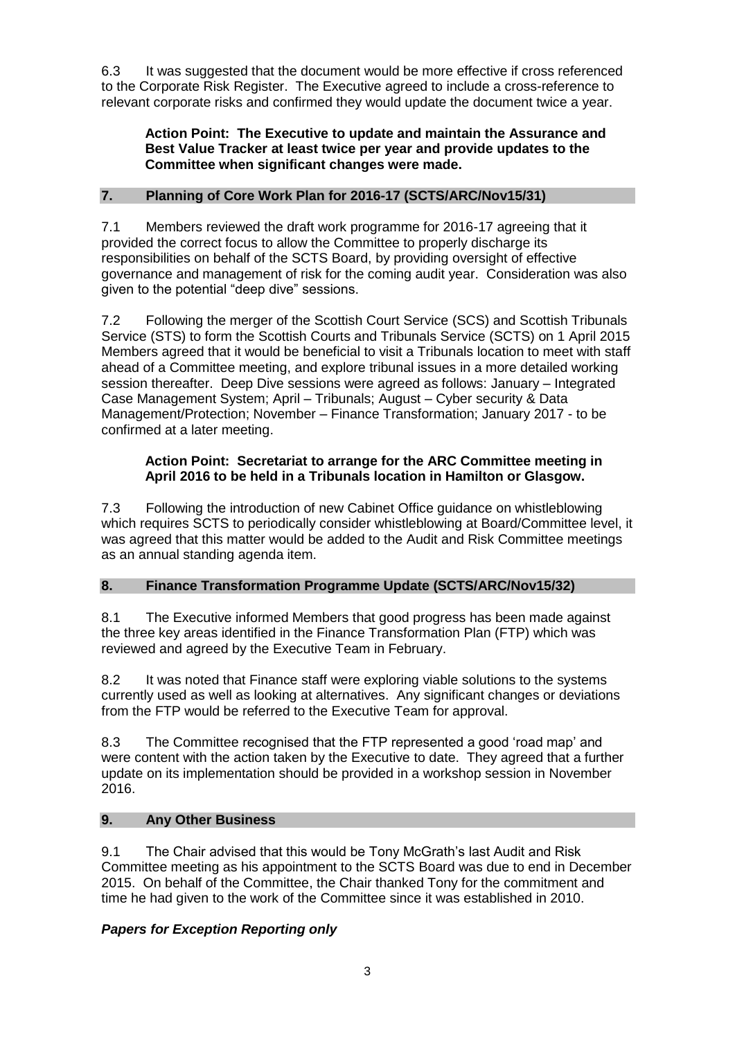6.3 It was suggested that the document would be more effective if cross referenced to the Corporate Risk Register. The Executive agreed to include a cross-reference to relevant corporate risks and confirmed they would update the document twice a year.

> **Action Point: The Executive to update and maintain the Assurance and Best Value Tracker at least twice per year and provide updates to the Committee when significant changes were made.**

## 7. Planning of Core Work Plan for 2016-17 (SCTS/ARC/Nov15/31)

7.1 Members reviewed the draft work programme for 2016-17 agreeing that it provided the correct focus to allow the Committee to properly discharge its responsibilities on behalf of the SCTS Board, by providing oversight of effective governance and management of risk for the coming audit year. Consideration was also given to the potential "deep dive" sessions.

7.2 Following the merger of the Scottish Court Service (SCS) and Scottish Tribunals Service (STS) to form the Scottish Courts and Tribunals Service (SCTS) on 1 April 2015 Members agreed that it would be beneficial to visit a Tribunals location to meet with staff ahead of a Committee meeting, and explore tribunal issues in a more detailed working session thereafter. Deep Dive sessions were agreed as follows: January – Integrated Case Management System; April – Tribunals; August – Cyber security & Data Management/Protection; November – Finance Transformation; January 2017 - to be confirmed at a later meeting.

> **Action Point: Secretariat to arrange for the ARC Committee meeting in April 2016 to be held in a Tribunals location in Hamilton or Glasgow.**

7.3 Following the introduction of new Cabinet Office guidance on whistleblowing which requires SCTS to periodically consider whistleblowing at Board/Committee level, it was agreed that this matter would be added to the Audit and Risk Committee meetings as an annual standing agenda item.

## 8. Finance Transformation Programme Update (SCTS/ARC/Nov15/32)

8.1 The Executive informed Members that good progress has been made against the three key areas identified in the Finance Transformation Plan (FTP) which was reviewed and agreed by the Executive Team in February.

8.2 It was noted that Finance staff were exploring viable solutions to the systems currently used as well as looking at alternatives. Any significant changes or deviations from the FTP would be referred to the Executive Team for approval.

8.3 The Committee recognised that the FTP represented a good 'road map' and were content with the action taken by the Executive to date. They agreed that a further update on its implementation should be provided in a workshop session in November 2016.

## 9. Any Other Business

9.1 The Chair advised that this would be Tony McGrath's last Audit and Risk Committee meeting as his appointment to the SCTS Board was due to end in December 2015. On behalf of the Committee, the Chair thanked Tony for the commitment and time he had given to the work of the Committee since it was established in 2010.

***Papers for Exception Reporting only***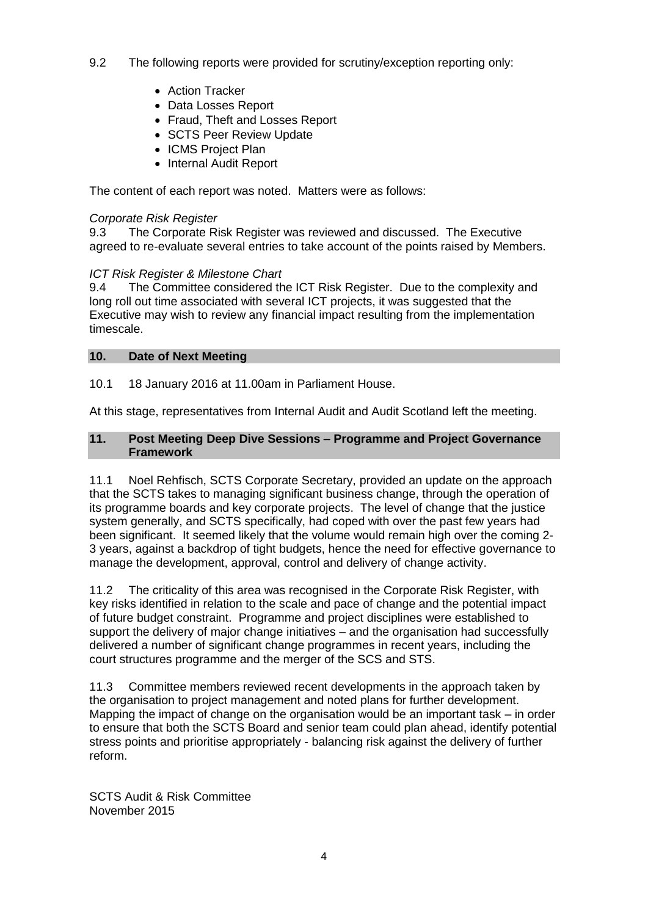9.2 The following reports were provided for scrutiny/exception reporting only:

- Action Tracker
- Data Losses Report
- Fraud, Theft and Losses Report
- SCTS Peer Review Update
- ICMS Project Plan
- Internal Audit Report

The content of each report was noted. Matters were as follows:

*Corporate Risk Register*

9.3 The Corporate Risk Register was reviewed and discussed. The Executive agreed to re-evaluate several entries to take account of the points raised by Members.

*ICT Risk Register & Milestone Chart*

9.4 The Committee considered the ICT Risk Register. Due to the complexity and long roll out time associated with several ICT projects, it was suggested that the Executive may wish to review any financial impact resulting from the implementation timescale.

## 10. Date of Next Meeting

10.1 18 January 2016 at 11.00am in Parliament House.

At this stage, representatives from Internal Audit and Audit Scotland left the meeting.

## 11. Post Meeting Deep Dive Sessions – Programme and Project Governance Framework

11.1 Noel Rehfisch, SCTS Corporate Secretary, provided an update on the approach that the SCTS takes to managing significant business change, through the operation of its programme boards and key corporate projects. The level of change that the justice system generally, and SCTS specifically, had coped with over the past few years had been significant. It seemed likely that the volume would remain high over the coming 2-3 years, against a backdrop of tight budgets, hence the need for effective governance to manage the development, approval, control and delivery of change activity.

11.2 The criticality of this area was recognised in the Corporate Risk Register, with key risks identified in relation to the scale and pace of change and the potential impact of future budget constraint. Programme and project disciplines were established to support the delivery of major change initiatives – and the organisation had successfully delivered a number of significant change programmes in recent years, including the court structures programme and the merger of the SCS and STS.

11.3 Committee members reviewed recent developments in the approach taken by the organisation to project management and noted plans for further development. Mapping the impact of change on the organisation would be an important task – in order to ensure that both the SCTS Board and senior team could plan ahead, identify potential stress points and prioritise appropriately - balancing risk against the delivery of further reform.

SCTS Audit & Risk Committee
November 2015